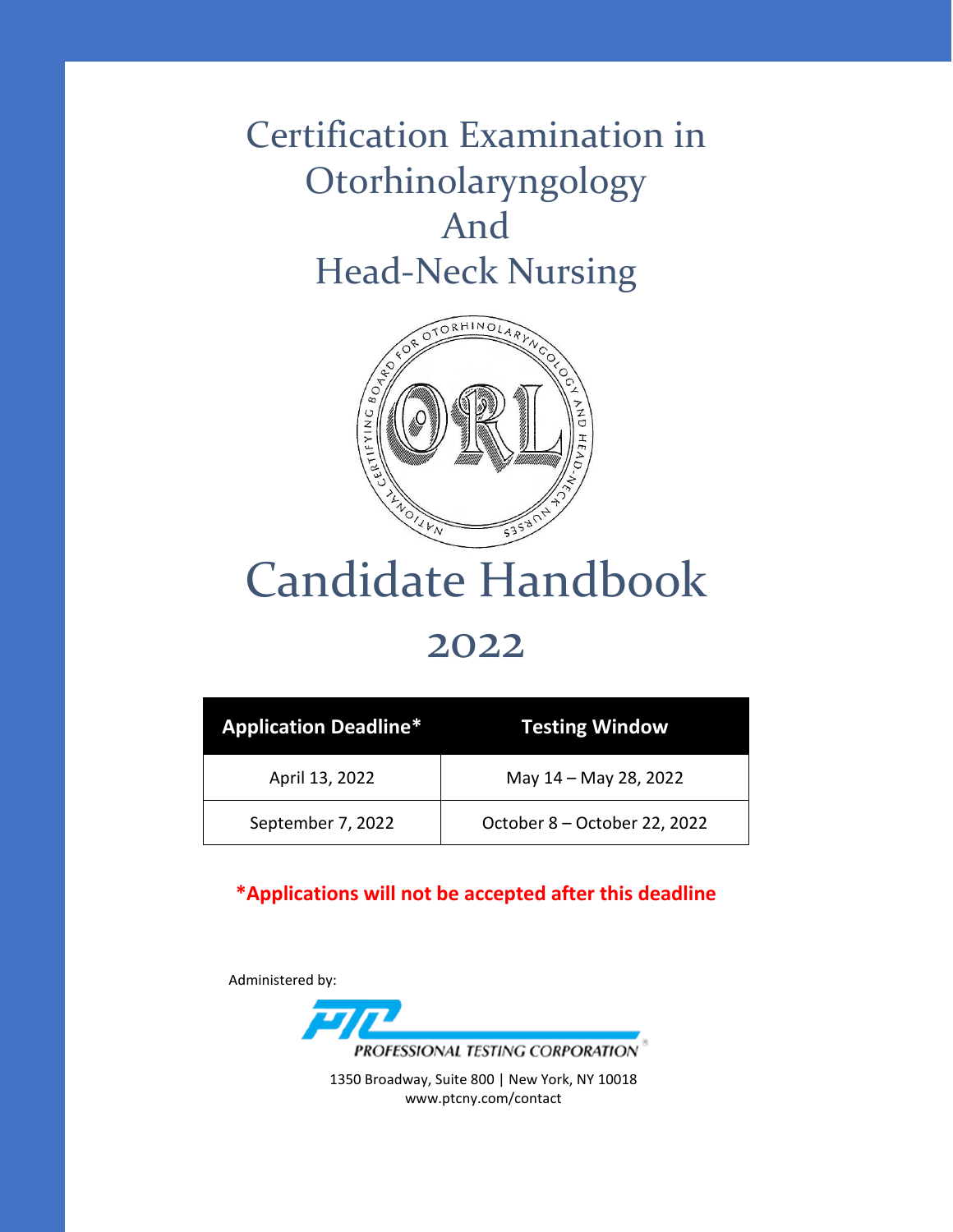# Certification Examination in Otorhinolaryngology And Head-Neck Nursing

# Candidate Handbook

## 2022

| Application Deadline* | Testing Window |
| --- | --- |
| April 13, 2022 | May 14 – May 28, 2022 |
| September 7, 2022 | October 8 – October 22, 2022 |

**\*Applications will not be accepted after this deadline**

Administered by:

PROFESSIONAL TESTING CORPORATION

1350 Broadway, Suite 800 | New York, NY 10018
www.ptcny.com/contact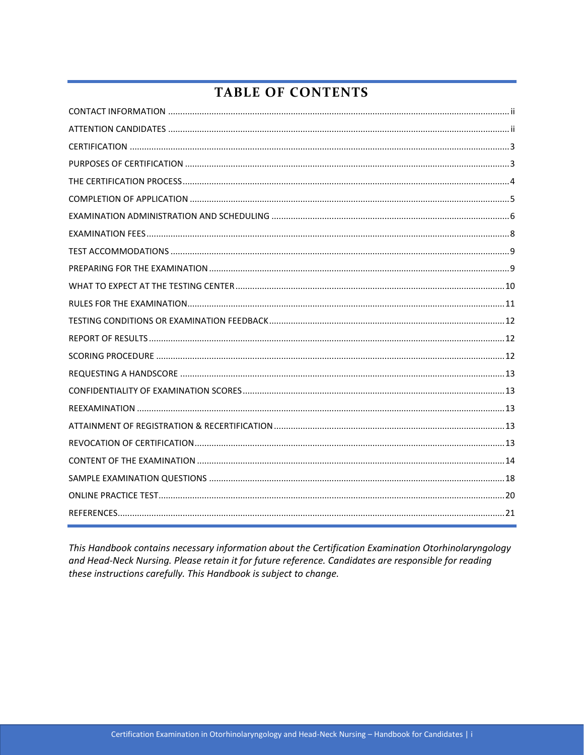# TABLE OF CONTENTS

| | |
|---|---|
| CONTACT INFORMATION | ii |
| ATTENTION CANDIDATES | ii |
| CERTIFICATION | 3 |
| PURPOSES OF CERTIFICATION | 3 |
| THE CERTIFICATION PROCESS | 4 |
| COMPLETION OF APPLICATION | 5 |
| EXAMINATION ADMINISTRATION AND SCHEDULING | 6 |
| EXAMINATION FEES | 8 |
| TEST ACCOMMODATIONS | 9 |
| PREPARING FOR THE EXAMINATION | 9 |
| WHAT TO EXPECT AT THE TESTING CENTER | 10 |
| RULES FOR THE EXAMINATION | 11 |
| TESTING CONDITIONS OR EXAMINATION FEEDBACK | 12 |
| REPORT OF RESULTS | 12 |
| SCORING PROCEDURE | 12 |
| REQUESTING A HANDSCORE | 13 |
| CONFIDENTIALITY OF EXAMINATION SCORES | 13 |
| REEXAMINATION | 13 |
| ATTAINMENT OF REGISTRATION & RECERTIFICATION | 13 |
| REVOCATION OF CERTIFICATION | 13 |
| CONTENT OF THE EXAMINATION | 14 |
| SAMPLE EXAMINATION QUESTIONS | 18 |
| ONLINE PRACTICE TEST | 20 |
| REFERENCES | 21 |

*This Handbook contains necessary information about the Certification Examination Otorhinolaryngology and Head-Neck Nursing. Please retain it for future reference. Candidates are responsible for reading these instructions carefully. This Handbook is subject to change.*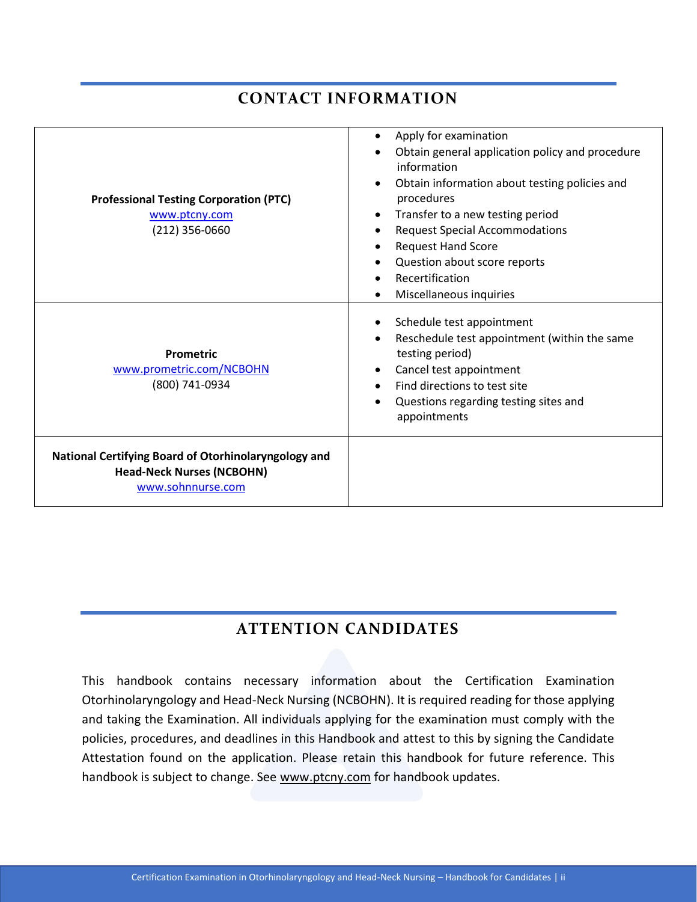## CONTACT INFORMATION

| | |
|---|---|
| **Professional Testing Corporation (PTC)**<br>www.ptcny.com<br>(212) 356-0660 | • Apply for examination<br>• Obtain general application policy and procedure information<br>• Obtain information about testing policies and procedures<br>• Transfer to a new testing period<br>• Request Special Accommodations<br>• Request Hand Score<br>• Question about score reports<br>• Recertification<br>• Miscellaneous inquiries |
| **Prometric**<br>www.prometric.com/NCBOHN<br>(800) 741-0934 | • Schedule test appointment<br>• Reschedule test appointment (within the same testing period)<br>• Cancel test appointment<br>• Find directions to test site<br>• Questions regarding testing sites and appointments |
| **National Certifying Board of Otorhinolaryngology and Head-Neck Nurses (NCBOHN)**<br>www.sohnnurse.com | |

## ATTENTION CANDIDATES

This handbook contains necessary information about the Certification Examination Otorhinolaryngology and Head-Neck Nursing (NCBOHN). It is required reading for those applying and taking the Examination. All individuals applying for the examination must comply with the policies, procedures, and deadlines in this Handbook and attest to this by signing the Candidate Attestation found on the application. Please retain this handbook for future reference. This handbook is subject to change. See www.ptcny.com for handbook updates.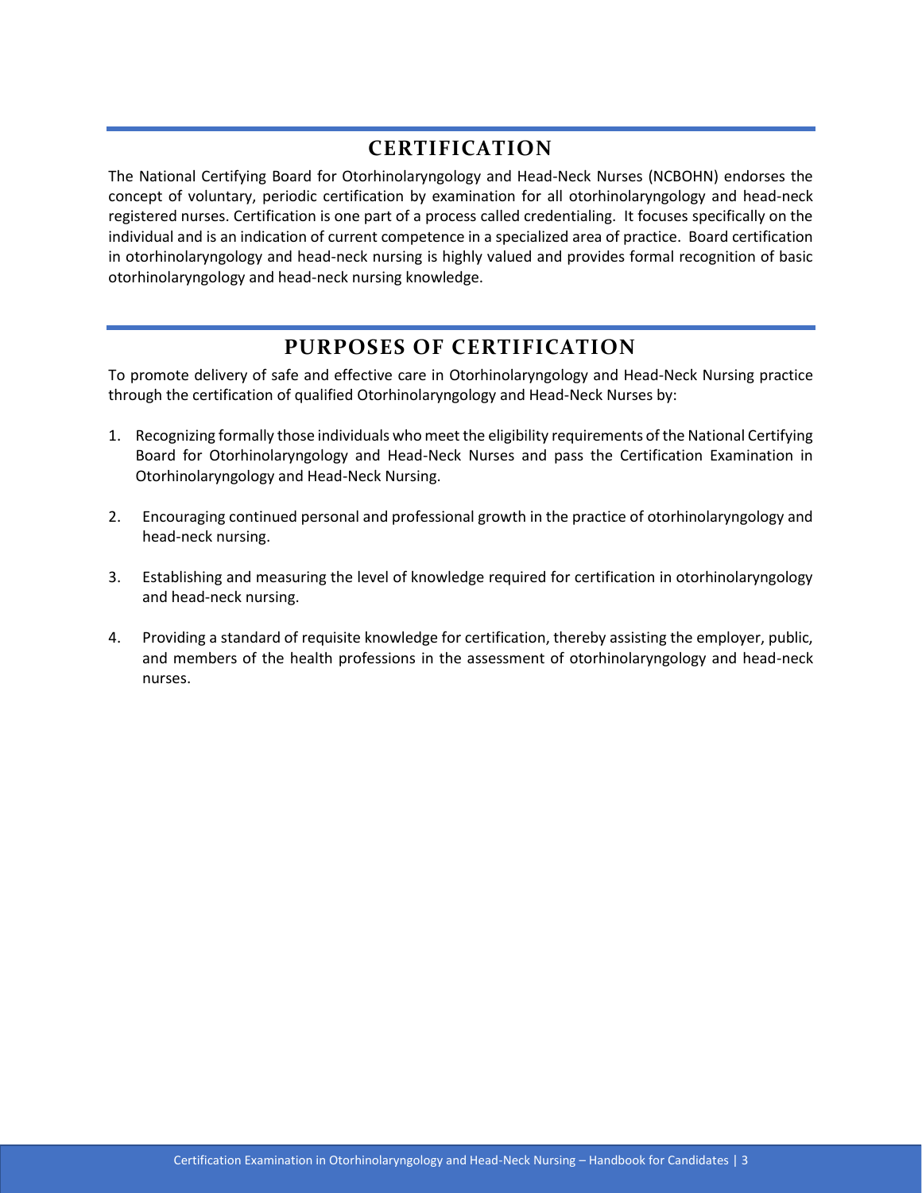## CERTIFICATION

The National Certifying Board for Otorhinolaryngology and Head-Neck Nurses (NCBOHN) endorses the concept of voluntary, periodic certification by examination for all otorhinolaryngology and head-neck registered nurses. Certification is one part of a process called credentialing. It focuses specifically on the individual and is an indication of current competence in a specialized area of practice. Board certification in otorhinolaryngology and head-neck nursing is highly valued and provides formal recognition of basic otorhinolaryngology and head-neck nursing knowledge.

## PURPOSES OF CERTIFICATION

To promote delivery of safe and effective care in Otorhinolaryngology and Head-Neck Nursing practice through the certification of qualified Otorhinolaryngology and Head-Neck Nurses by:

1. Recognizing formally those individuals who meet the eligibility requirements of the National Certifying Board for Otorhinolaryngology and Head-Neck Nurses and pass the Certification Examination in Otorhinolaryngology and Head-Neck Nursing.
2. Encouraging continued personal and professional growth in the practice of otorhinolaryngology and head-neck nursing.
3. Establishing and measuring the level of knowledge required for certification in otorhinolaryngology and head-neck nursing.
4. Providing a standard of requisite knowledge for certification, thereby assisting the employer, public, and members of the health professions in the assessment of otorhinolaryngology and head-neck nurses.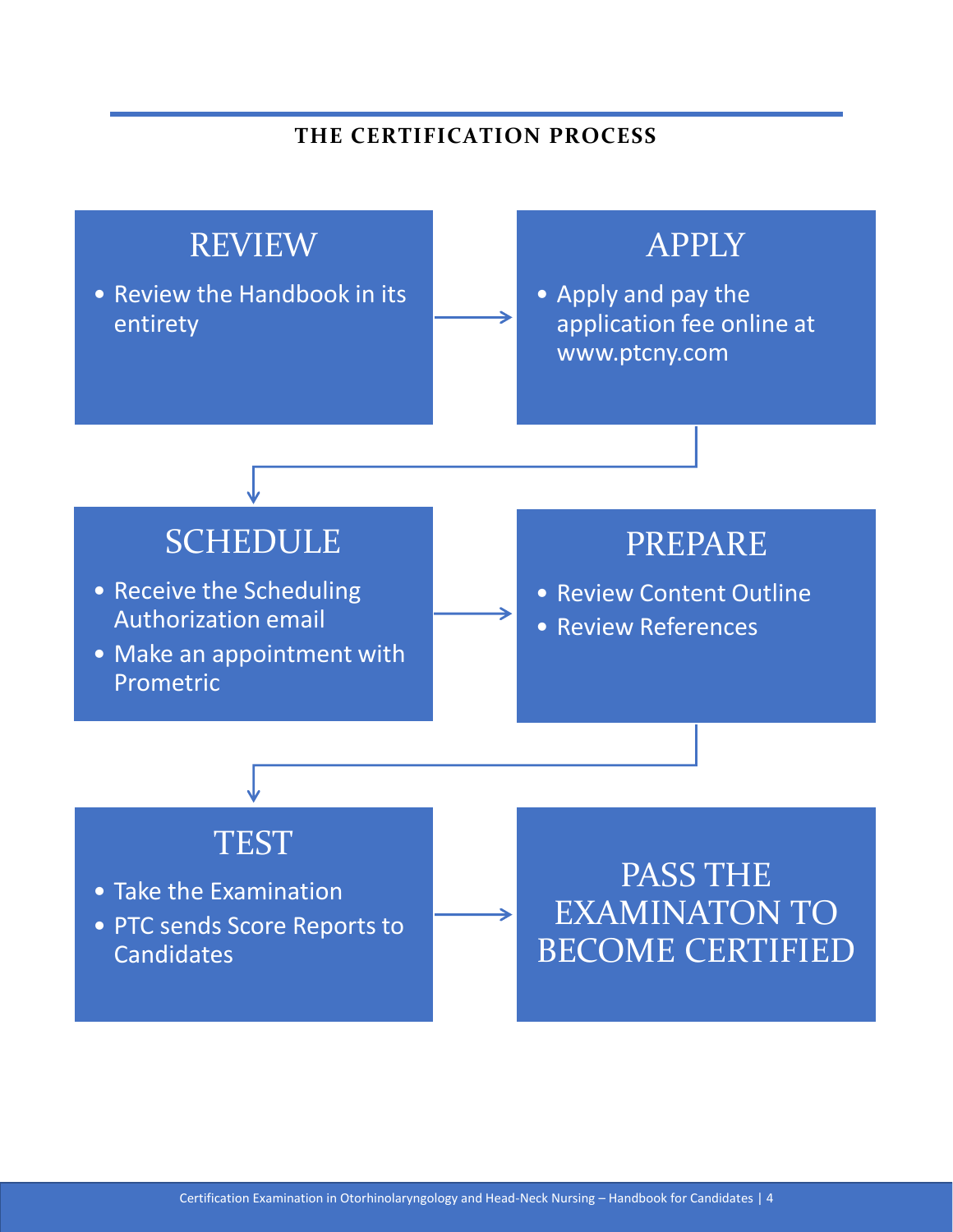## THE CERTIFICATION PROCESS

### REVIEW

- Review the Handbook in its entirety

### APPLY

- Apply and pay the application fee online at www.ptcny.com

### SCHEDULE

- Receive the Scheduling Authorization email
- Make an appointment with Prometric

### PREPARE

- Review Content Outline
- Review References

### TEST

- Take the Examination
- PTC sends Score Reports to Candidates

### PASS THE EXAMINATON TO BECOME CERTIFIED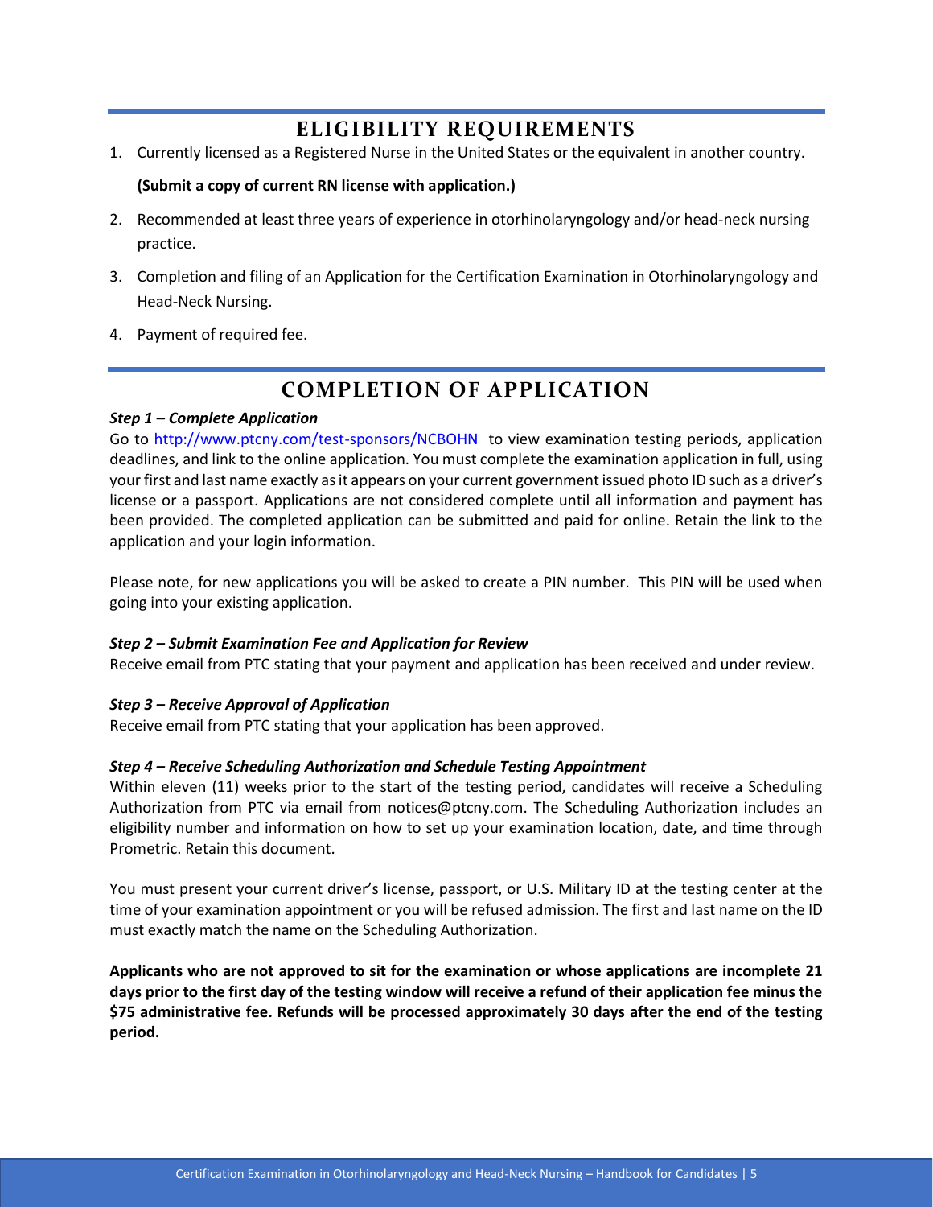## ELIGIBILITY REQUIREMENTS

1. Currently licensed as a Registered Nurse in the United States or the equivalent in another country.

   **(Submit a copy of current RN license with application.)**

2. Recommended at least three years of experience in otorhinolaryngology and/or head-neck nursing practice.
3. Completion and filing of an Application for the Certification Examination in Otorhinolaryngology and Head-Neck Nursing.
4. Payment of required fee.

## COMPLETION OF APPLICATION

***Step 1 – Complete Application***

Go to http://www.ptcny.com/test-sponsors/NCBOHN to view examination testing periods, application deadlines, and link to the online application. You must complete the examination application in full, using your first and last name exactly as it appears on your current government issued photo ID such as a driver's license or a passport. Applications are not considered complete until all information and payment has been provided. The completed application can be submitted and paid for online. Retain the link to the application and your login information.

Please note, for new applications you will be asked to create a PIN number. This PIN will be used when going into your existing application.

***Step 2 – Submit Examination Fee and Application for Review***

Receive email from PTC stating that your payment and application has been received and under review.

***Step 3 – Receive Approval of Application***

Receive email from PTC stating that your application has been approved.

***Step 4 – Receive Scheduling Authorization and Schedule Testing Appointment***

Within eleven (11) weeks prior to the start of the testing period, candidates will receive a Scheduling Authorization from PTC via email from notices@ptcny.com. The Scheduling Authorization includes an eligibility number and information on how to set up your examination location, date, and time through Prometric. Retain this document.

You must present your current driver's license, passport, or U.S. Military ID at the testing center at the time of your examination appointment or you will be refused admission. The first and last name on the ID must exactly match the name on the Scheduling Authorization.

**Applicants who are not approved to sit for the examination or whose applications are incomplete 21 days prior to the first day of the testing window will receive a refund of their application fee minus the $75 administrative fee. Refunds will be processed approximately 30 days after the end of the testing period.**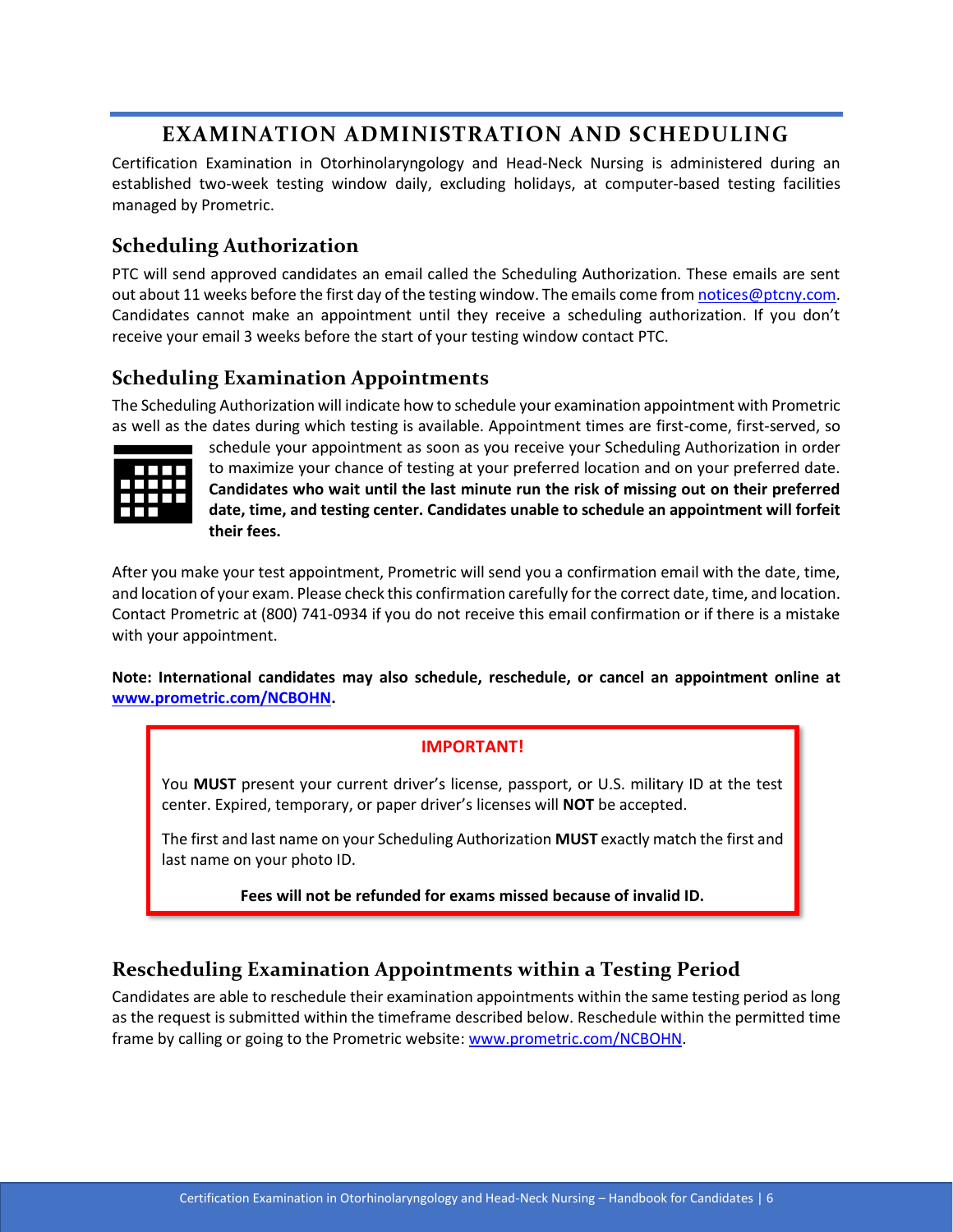# EXAMINATION ADMINISTRATION AND SCHEDULING

Certification Examination in Otorhinolaryngology and Head-Neck Nursing is administered during an established two-week testing window daily, excluding holidays, at computer-based testing facilities managed by Prometric.

## Scheduling Authorization

PTC will send approved candidates an email called the Scheduling Authorization. These emails are sent out about 11 weeks before the first day of the testing window. The emails come from notices@ptcny.com. Candidates cannot make an appointment until they receive a scheduling authorization. If you don't receive your email 3 weeks before the start of your testing window contact PTC.

## Scheduling Examination Appointments

The Scheduling Authorization will indicate how to schedule your examination appointment with Prometric as well as the dates during which testing is available. Appointment times are first-come, first-served, so schedule your appointment as soon as you receive your Scheduling Authorization in order to maximize your chance of testing at your preferred location and on your preferred date. **Candidates who wait until the last minute run the risk of missing out on their preferred date, time, and testing center. Candidates unable to schedule an appointment will forfeit their fees.**

After you make your test appointment, Prometric will send you a confirmation email with the date, time, and location of your exam. Please check this confirmation carefully for the correct date, time, and location. Contact Prometric at (800) 741-0934 if you do not receive this email confirmation or if there is a mistake with your appointment.

**Note: International candidates may also schedule, reschedule, or cancel an appointment online at www.prometric.com/NCBOHN.**

**IMPORTANT!**

You **MUST** present your current driver's license, passport, or U.S. military ID at the test center. Expired, temporary, or paper driver's licenses will **NOT** be accepted.

The first and last name on your Scheduling Authorization **MUST** exactly match the first and last name on your photo ID.

**Fees will not be refunded for exams missed because of invalid ID.**

## Rescheduling Examination Appointments within a Testing Period

Candidates are able to reschedule their examination appointments within the same testing period as long as the request is submitted within the timeframe described below. Reschedule within the permitted time frame by calling or going to the Prometric website: www.prometric.com/NCBOHN.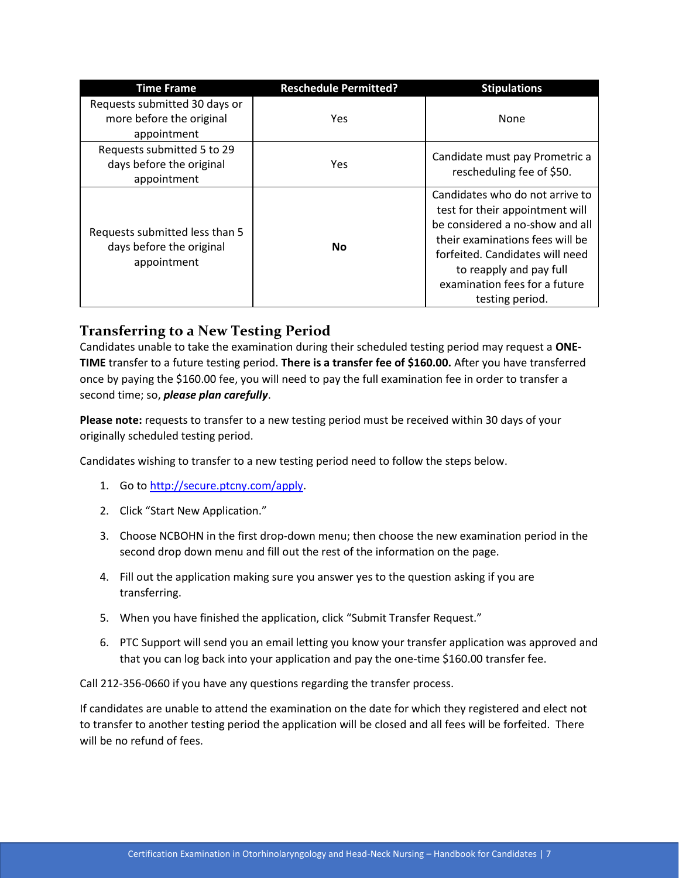| Time Frame | Reschedule Permitted? | Stipulations |
|---|---|---|
| Requests submitted 30 days or more before the original appointment | Yes | None |
| Requests submitted 5 to 29 days before the original appointment | Yes | Candidate must pay Prometric a rescheduling fee of $50. |
| Requests submitted less than 5 days before the original appointment | **No** | Candidates who do not arrive to test for their appointment will be considered a no-show and all their examinations fees will be forfeited. Candidates will need to reapply and pay full examination fees for a future testing period. |

## Transferring to a New Testing Period

Candidates unable to take the examination during their scheduled testing period may request a **ONE-TIME** transfer to a future testing period. **There is a transfer fee of $160.00.** After you have transferred once by paying the $160.00 fee, you will need to pay the full examination fee in order to transfer a second time; so, ***please plan carefully***.

**Please note:** requests to transfer to a new testing period must be received within 30 days of your originally scheduled testing period.

Candidates wishing to transfer to a new testing period need to follow the steps below.

1. Go to http://secure.ptcny.com/apply.
2. Click "Start New Application."
3. Choose NCBOHN in the first drop-down menu; then choose the new examination period in the second drop down menu and fill out the rest of the information on the page.
4. Fill out the application making sure you answer yes to the question asking if you are transferring.
5. When you have finished the application, click "Submit Transfer Request."
6. PTC Support will send you an email letting you know your transfer application was approved and that you can log back into your application and pay the one-time $160.00 transfer fee.

Call 212-356-0660 if you have any questions regarding the transfer process.

If candidates are unable to attend the examination on the date for which they registered and elect not to transfer to another testing period the application will be closed and all fees will be forfeited. There will be no refund of fees.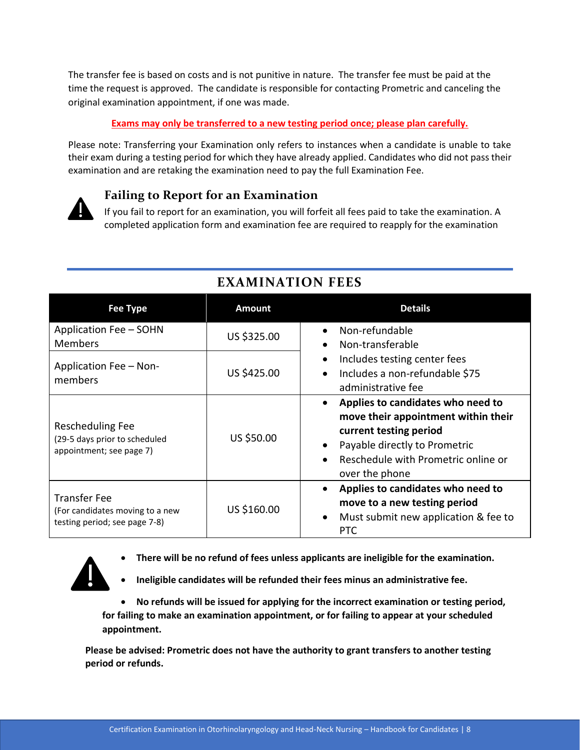The transfer fee is based on costs and is not punitive in nature. The transfer fee must be paid at the time the request is approved. The candidate is responsible for contacting Prometric and canceling the original examination appointment, if one was made.

**Exams may only be transferred to a new testing period once; please plan carefully.**

Please note: Transferring your Examination only refers to instances when a candidate is unable to take their exam during a testing period for which they have already applied. Candidates who did not pass their examination and are retaking the examination need to pay the full Examination Fee.

### Failing to Report for an Examination

If you fail to report for an examination, you will forfeit all fees paid to take the examination. A completed application form and examination fee are required to reapply for the examination

## EXAMINATION FEES

| Fee Type | Amount | Details |
|---|---|---|
| Application Fee – SOHN Members | US $325.00 | • Non-refundable<br>• Non-transferable<br>• Includes testing center fees<br>• Includes a non-refundable $75 administrative fee |
| Application Fee – Non-members | US $425.00 | |
| Rescheduling Fee<br>(29-5 days prior to scheduled appointment; see page 7) | US $50.00 | • **Applies to candidates who need to move their appointment within their current testing period**<br>• Payable directly to Prometric<br>• Reschedule with Prometric online or over the phone |
| Transfer Fee<br>(For candidates moving to a new testing period; see page 7-8) | US $160.00 | • **Applies to candidates who need to move to a new testing period**<br>• Must submit new application & fee to PTC |

- **There will be no refund of fees unless applicants are ineligible for the examination.**
- **Ineligible candidates will be refunded their fees minus an administrative fee.**
- **No refunds will be issued for applying for the incorrect examination or testing period, for failing to make an examination appointment, or for failing to appear at your scheduled appointment.**

**Please be advised: Prometric does not have the authority to grant transfers to another testing period or refunds.**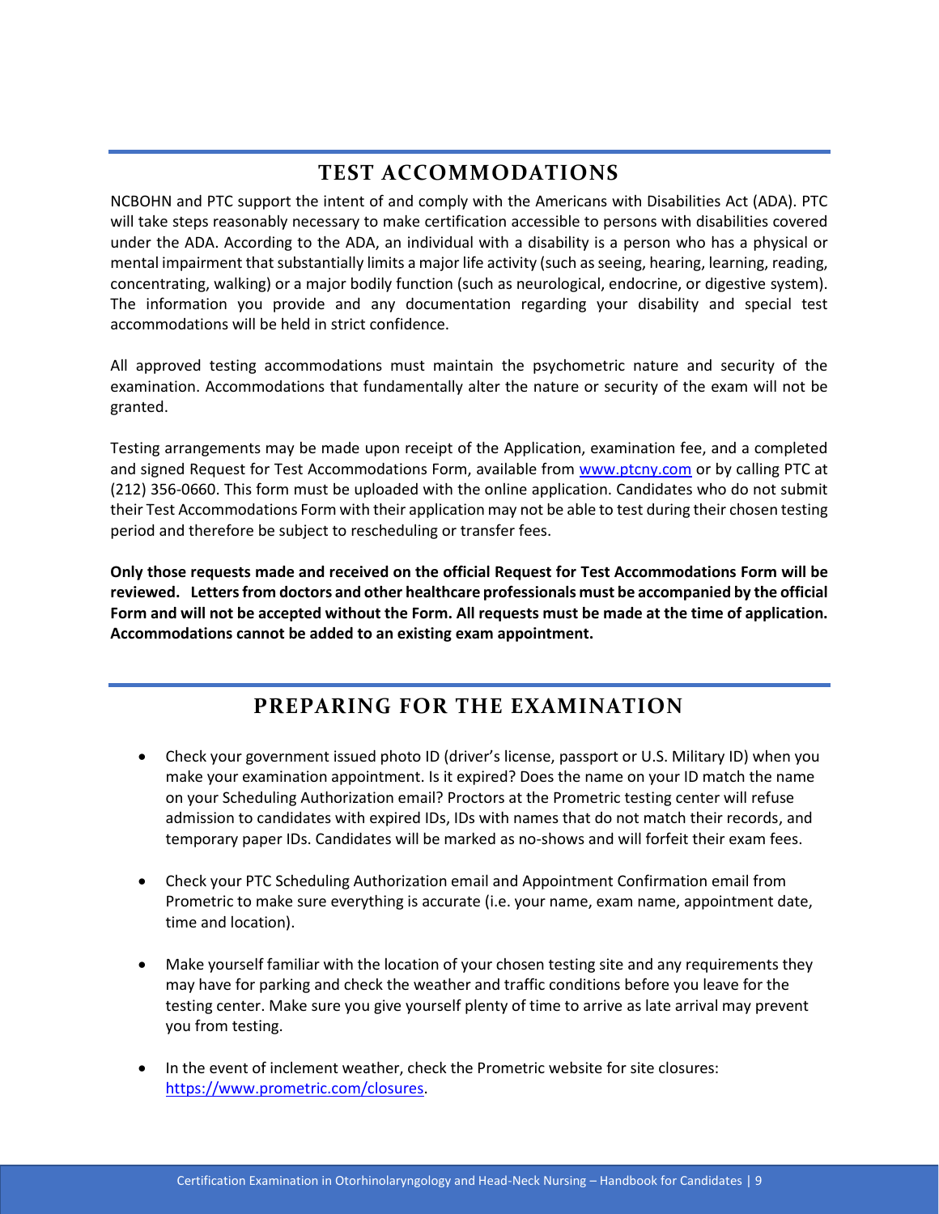## TEST ACCOMMODATIONS

NCBOHN and PTC support the intent of and comply with the Americans with Disabilities Act (ADA). PTC will take steps reasonably necessary to make certification accessible to persons with disabilities covered under the ADA. According to the ADA, an individual with a disability is a person who has a physical or mental impairment that substantially limits a major life activity (such as seeing, hearing, learning, reading, concentrating, walking) or a major bodily function (such as neurological, endocrine, or digestive system). The information you provide and any documentation regarding your disability and special test accommodations will be held in strict confidence.

All approved testing accommodations must maintain the psychometric nature and security of the examination. Accommodations that fundamentally alter the nature or security of the exam will not be granted.

Testing arrangements may be made upon receipt of the Application, examination fee, and a completed and signed Request for Test Accommodations Form, available from www.ptcny.com or by calling PTC at (212) 356-0660. This form must be uploaded with the online application. Candidates who do not submit their Test Accommodations Form with their application may not be able to test during their chosen testing period and therefore be subject to rescheduling or transfer fees.

**Only those requests made and received on the official Request for Test Accommodations Form will be reviewed. Letters from doctors and other healthcare professionals must be accompanied by the official Form and will not be accepted without the Form. All requests must be made at the time of application. Accommodations cannot be added to an existing exam appointment.**

## PREPARING FOR THE EXAMINATION

- Check your government issued photo ID (driver's license, passport or U.S. Military ID) when you make your examination appointment. Is it expired? Does the name on your ID match the name on your Scheduling Authorization email? Proctors at the Prometric testing center will refuse admission to candidates with expired IDs, IDs with names that do not match their records, and temporary paper IDs. Candidates will be marked as no-shows and will forfeit their exam fees.

- Check your PTC Scheduling Authorization email and Appointment Confirmation email from Prometric to make sure everything is accurate (i.e. your name, exam name, appointment date, time and location).

- Make yourself familiar with the location of your chosen testing site and any requirements they may have for parking and check the weather and traffic conditions before you leave for the testing center. Make sure you give yourself plenty of time to arrive as late arrival may prevent you from testing.

- In the event of inclement weather, check the Prometric website for site closures: https://www.prometric.com/closures.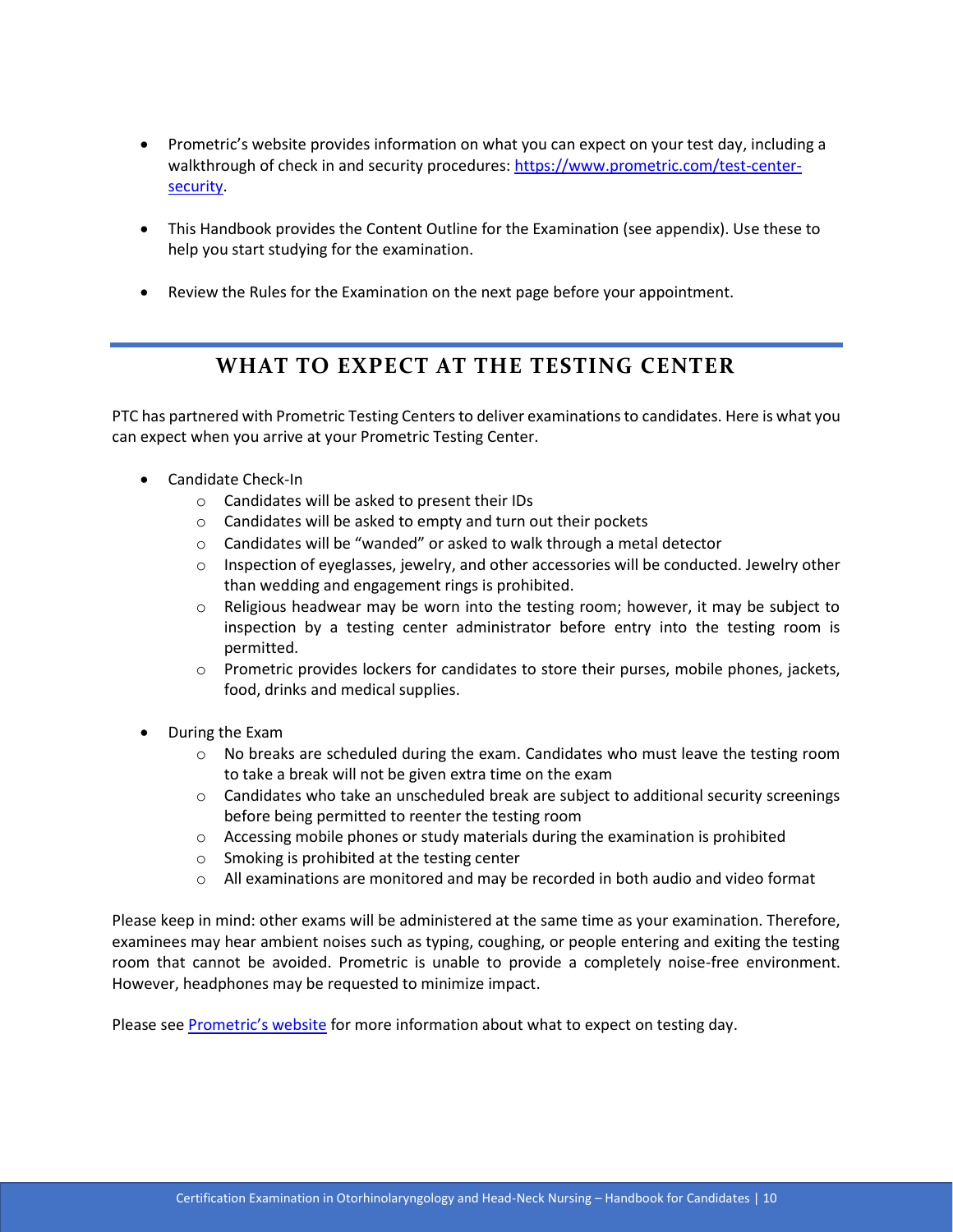- Prometric's website provides information on what you can expect on your test day, including a walkthrough of check in and security procedures: [https://www.prometric.com/test-center-security](https://www.prometric.com/test-center-security).

- This Handbook provides the Content Outline for the Examination (see appendix). Use these to help you start studying for the examination.

- Review the Rules for the Examination on the next page before your appointment.

## WHAT TO EXPECT AT THE TESTING CENTER

PTC has partnered with Prometric Testing Centers to deliver examinations to candidates. Here is what you can expect when you arrive at your Prometric Testing Center.

- Candidate Check-In
  - Candidates will be asked to present their IDs
  - Candidates will be asked to empty and turn out their pockets
  - Candidates will be "wanded" or asked to walk through a metal detector
  - Inspection of eyeglasses, jewelry, and other accessories will be conducted. Jewelry other than wedding and engagement rings is prohibited.
  - Religious headwear may be worn into the testing room; however, it may be subject to inspection by a testing center administrator before entry into the testing room is permitted.
  - Prometric provides lockers for candidates to store their purses, mobile phones, jackets, food, drinks and medical supplies.

- During the Exam
  - No breaks are scheduled during the exam. Candidates who must leave the testing room to take a break will not be given extra time on the exam
  - Candidates who take an unscheduled break are subject to additional security screenings before being permitted to reenter the testing room
  - Accessing mobile phones or study materials during the examination is prohibited
  - Smoking is prohibited at the testing center
  - All examinations are monitored and may be recorded in both audio and video format

Please keep in mind: other exams will be administered at the same time as your examination. Therefore, examinees may hear ambient noises such as typing, coughing, or people entering and exiting the testing room that cannot be avoided. Prometric is unable to provide a completely noise-free environment. However, headphones may be requested to minimize impact.

Please see Prometric's website for more information about what to expect on testing day.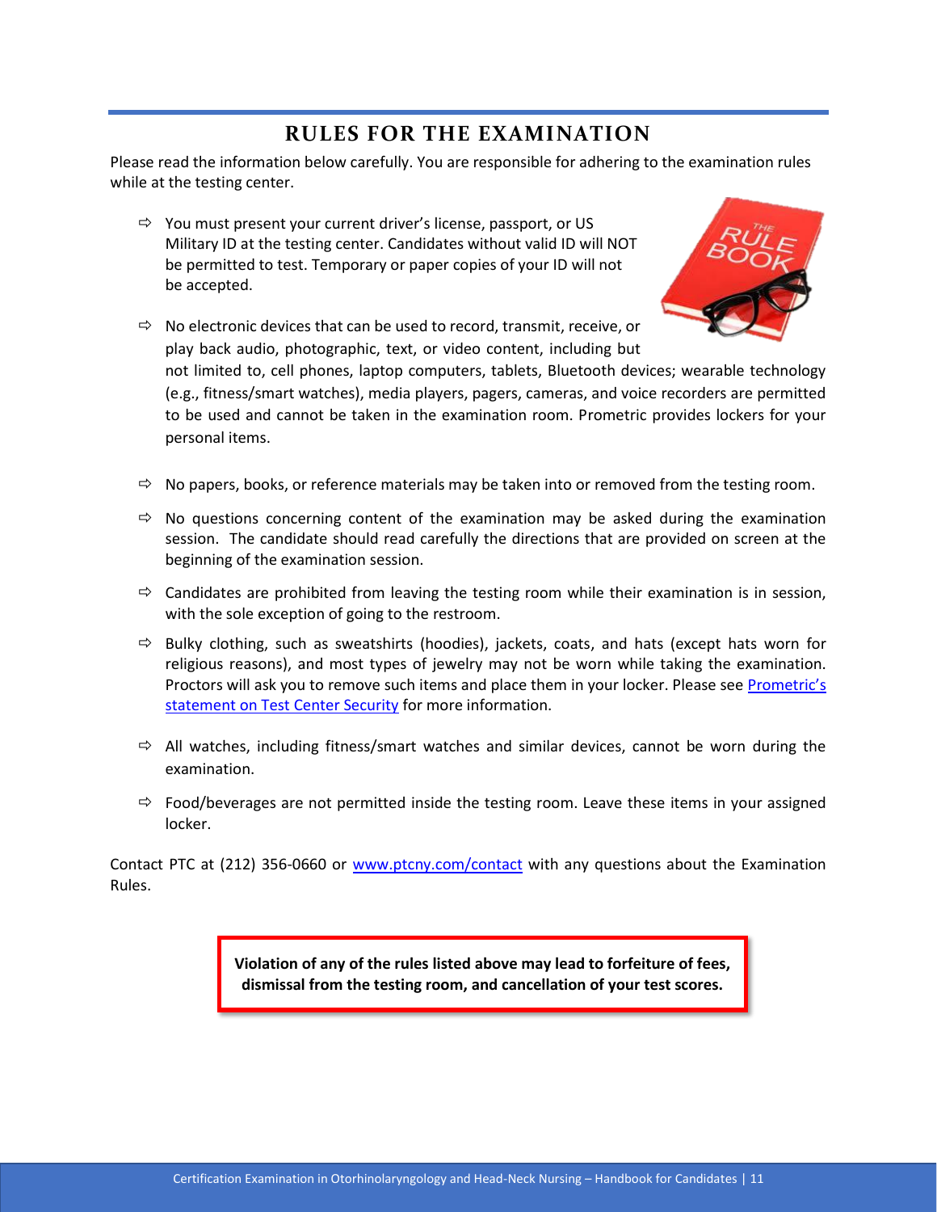## RULES FOR THE EXAMINATION

Please read the information below carefully. You are responsible for adhering to the examination rules while at the testing center.

- You must present your current driver's license, passport, or US Military ID at the testing center. Candidates without valid ID will NOT be permitted to test. Temporary or paper copies of your ID will not be accepted.
- No electronic devices that can be used to record, transmit, receive, or play back audio, photographic, text, or video content, including but not limited to, cell phones, laptop computers, tablets, Bluetooth devices; wearable technology (e.g., fitness/smart watches), media players, pagers, cameras, and voice recorders are permitted to be used and cannot be taken in the examination room. Prometric provides lockers for your personal items.
- No papers, books, or reference materials may be taken into or removed from the testing room.
- No questions concerning content of the examination may be asked during the examination session. The candidate should read carefully the directions that are provided on screen at the beginning of the examination session.
- Candidates are prohibited from leaving the testing room while their examination is in session, with the sole exception of going to the restroom.
- Bulky clothing, such as sweatshirts (hoodies), jackets, coats, and hats (except hats worn for religious reasons), and most types of jewelry may not be worn while taking the examination. Proctors will ask you to remove such items and place them in your locker. Please see [Prometric's statement on Test Center Security]() for more information.
- All watches, including fitness/smart watches and similar devices, cannot be worn during the examination.
- Food/beverages are not permitted inside the testing room. Leave these items in your assigned locker.

Contact PTC at (212) 356-0660 or [www.ptcny.com/contact]() with any questions about the Examination Rules.

**Violation of any of the rules listed above may lead to forfeiture of fees, dismissal from the testing room, and cancellation of your test scores.**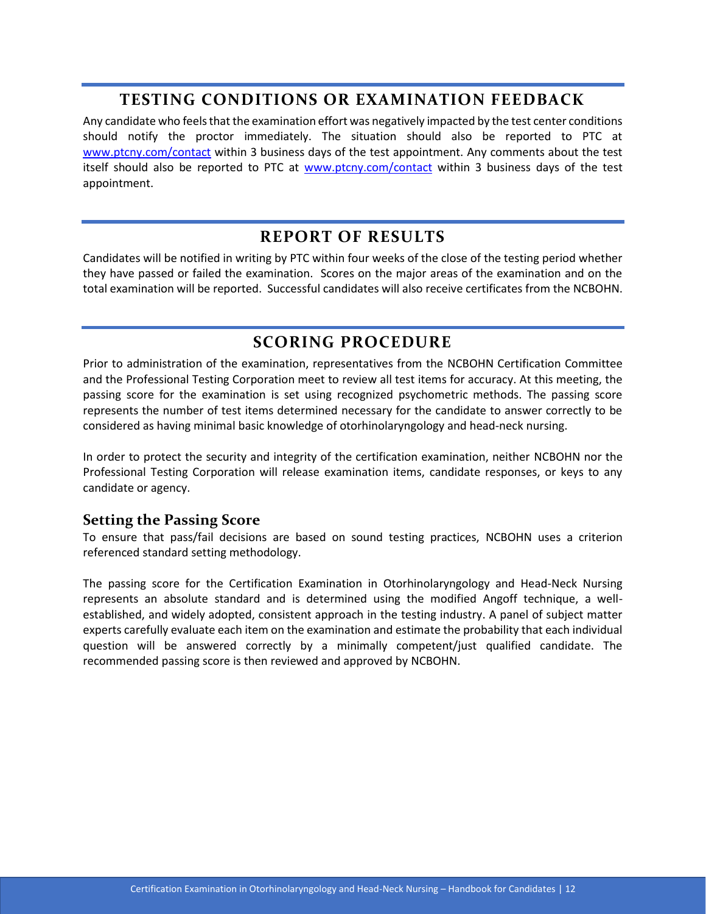## TESTING CONDITIONS OR EXAMINATION FEEDBACK

Any candidate who feels that the examination effort was negatively impacted by the test center conditions should notify the proctor immediately. The situation should also be reported to PTC at [www.ptcny.com/contact](www.ptcny.com/contact) within 3 business days of the test appointment. Any comments about the test itself should also be reported to PTC at [www.ptcny.com/contact](www.ptcny.com/contact) within 3 business days of the test appointment.

## REPORT OF RESULTS

Candidates will be notified in writing by PTC within four weeks of the close of the testing period whether they have passed or failed the examination. Scores on the major areas of the examination and on the total examination will be reported. Successful candidates will also receive certificates from the NCBOHN.

## SCORING PROCEDURE

Prior to administration of the examination, representatives from the NCBOHN Certification Committee and the Professional Testing Corporation meet to review all test items for accuracy. At this meeting, the passing score for the examination is set using recognized psychometric methods. The passing score represents the number of test items determined necessary for the candidate to answer correctly to be considered as having minimal basic knowledge of otorhinolaryngology and head-neck nursing.

In order to protect the security and integrity of the certification examination, neither NCBOHN nor the Professional Testing Corporation will release examination items, candidate responses, or keys to any candidate or agency.

### Setting the Passing Score

To ensure that pass/fail decisions are based on sound testing practices, NCBOHN uses a criterion referenced standard setting methodology.

The passing score for the Certification Examination in Otorhinolaryngology and Head-Neck Nursing represents an absolute standard and is determined using the modified Angoff technique, a well-established, and widely adopted, consistent approach in the testing industry. A panel of subject matter experts carefully evaluate each item on the examination and estimate the probability that each individual question will be answered correctly by a minimally competent/just qualified candidate. The recommended passing score is then reviewed and approved by NCBOHN.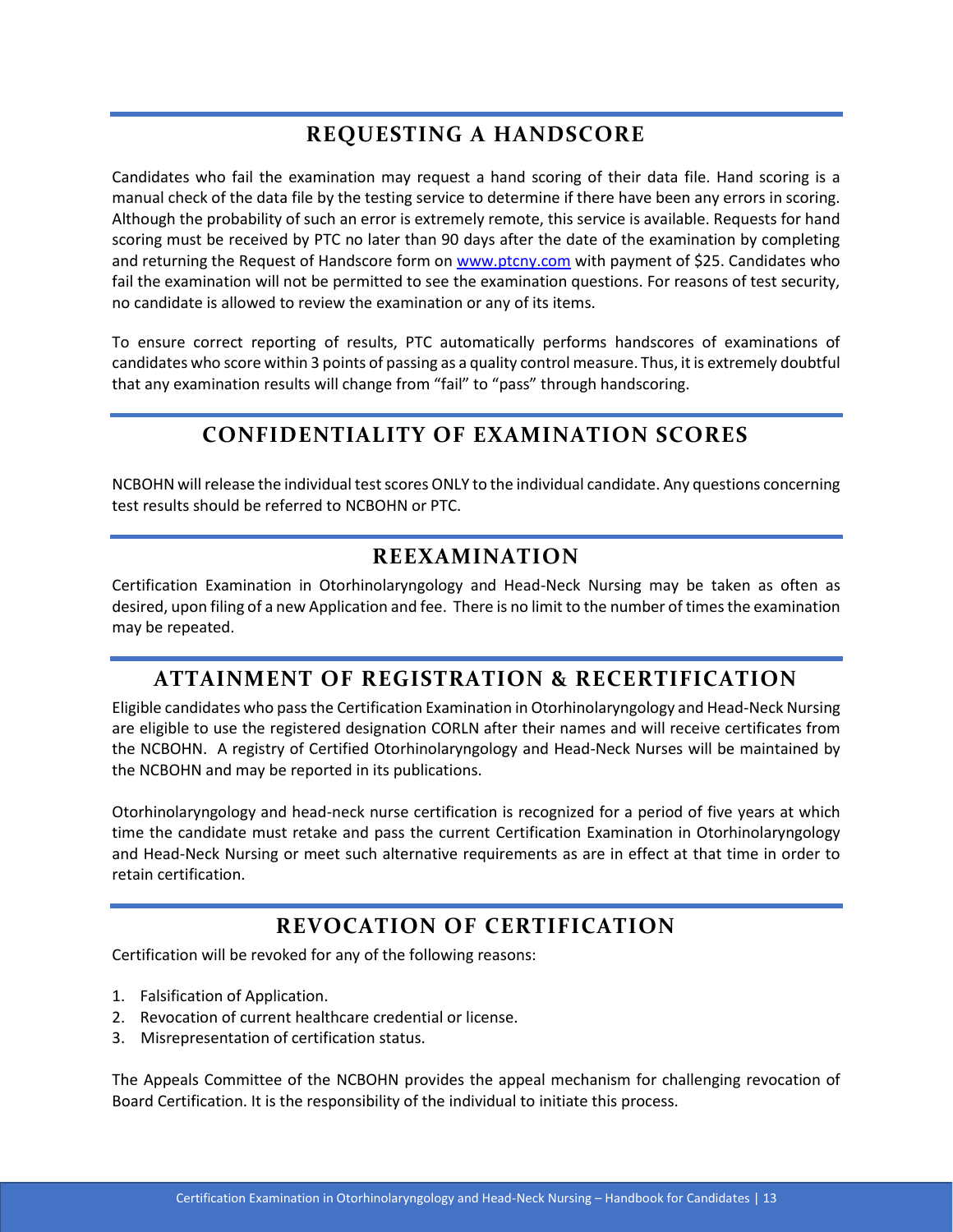## REQUESTING A HANDSCORE

Candidates who fail the examination may request a hand scoring of their data file. Hand scoring is a manual check of the data file by the testing service to determine if there have been any errors in scoring. Although the probability of such an error is extremely remote, this service is available. Requests for hand scoring must be received by PTC no later than 90 days after the date of the examination by completing and returning the Request of Handscore form on www.ptcny.com with payment of $25. Candidates who fail the examination will not be permitted to see the examination questions. For reasons of test security, no candidate is allowed to review the examination or any of its items.

To ensure correct reporting of results, PTC automatically performs handscores of examinations of candidates who score within 3 points of passing as a quality control measure. Thus, it is extremely doubtful that any examination results will change from "fail" to "pass" through handscoring.

## CONFIDENTIALITY OF EXAMINATION SCORES

NCBOHN will release the individual test scores ONLY to the individual candidate. Any questions concerning test results should be referred to NCBOHN or PTC.

## REEXAMINATION

Certification Examination in Otorhinolaryngology and Head-Neck Nursing may be taken as often as desired, upon filing of a new Application and fee. There is no limit to the number of times the examination may be repeated.

## ATTAINMENT OF REGISTRATION & RECERTIFICATION

Eligible candidates who pass the Certification Examination in Otorhinolaryngology and Head-Neck Nursing are eligible to use the registered designation CORLN after their names and will receive certificates from the NCBOHN. A registry of Certified Otorhinolaryngology and Head-Neck Nurses will be maintained by the NCBOHN and may be reported in its publications.

Otorhinolaryngology and head-neck nurse certification is recognized for a period of five years at which time the candidate must retake and pass the current Certification Examination in Otorhinolaryngology and Head-Neck Nursing or meet such alternative requirements as are in effect at that time in order to retain certification.

## REVOCATION OF CERTIFICATION

Certification will be revoked for any of the following reasons:

1. Falsification of Application.
2. Revocation of current healthcare credential or license.
3. Misrepresentation of certification status.

The Appeals Committee of the NCBOHN provides the appeal mechanism for challenging revocation of Board Certification. It is the responsibility of the individual to initiate this process.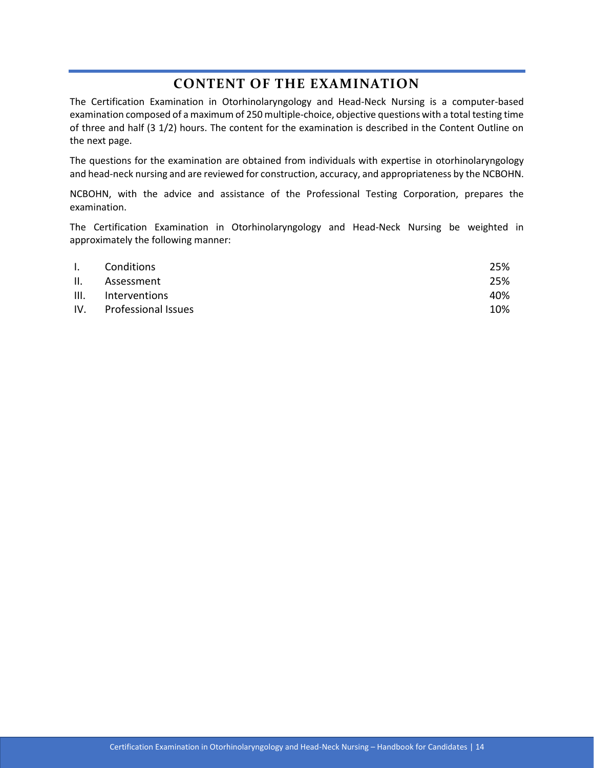## CONTENT OF THE EXAMINATION

The Certification Examination in Otorhinolaryngology and Head-Neck Nursing is a computer-based examination composed of a maximum of 250 multiple-choice, objective questions with a total testing time of three and half (3 1/2) hours. The content for the examination is described in the Content Outline on the next page.

The questions for the examination are obtained from individuals with expertise in otorhinolaryngology and head-neck nursing and are reviewed for construction, accuracy, and appropriateness by the NCBOHN.

NCBOHN, with the advice and assistance of the Professional Testing Corporation, prepares the examination.

The Certification Examination in Otorhinolaryngology and Head-Neck Nursing be weighted in approximately the following manner:

| | | |
|---|---|---|
| I. | Conditions | 25% |
| II. | Assessment | 25% |
| III. | Interventions | 40% |
| IV. | Professional Issues | 10% |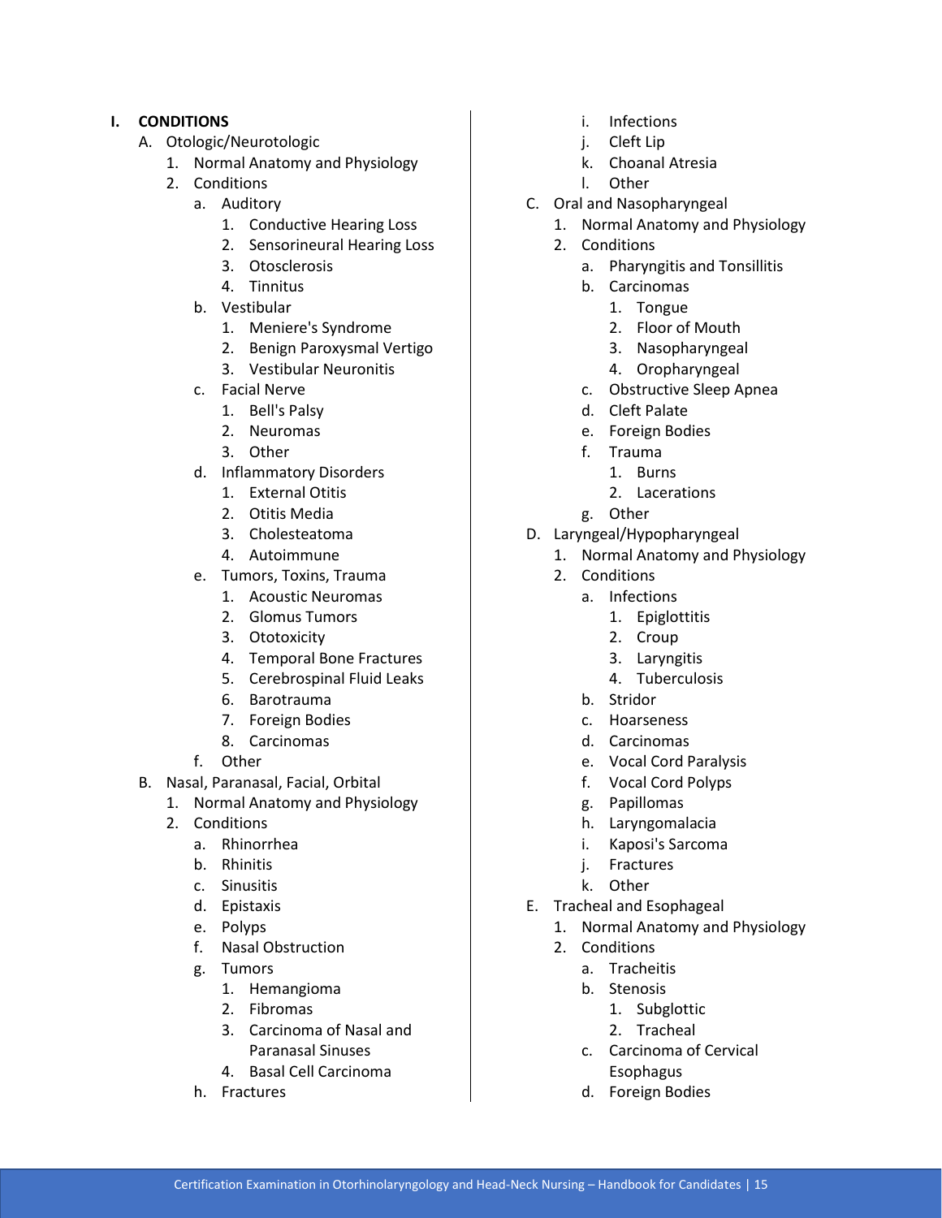## I. CONDITIONS

- A. Otologic/Neurotologic
  1. Normal Anatomy and Physiology
  2. Conditions
     - a. Auditory
       1. Conductive Hearing Loss
       2. Sensorineural Hearing Loss
       3. Otosclerosis
       4. Tinnitus
     - b. Vestibular
       1. Meniere's Syndrome
       2. Benign Paroxysmal Vertigo
       3. Vestibular Neuronitis
     - c. Facial Nerve
       1. Bell's Palsy
       2. Neuromas
       3. Other
     - d. Inflammatory Disorders
       1. External Otitis
       2. Otitis Media
       3. Cholesteatoma
       4. Autoimmune
     - e. Tumors, Toxins, Trauma
       1. Acoustic Neuromas
       2. Glomus Tumors
       3. Ototoxicity
       4. Temporal Bone Fractures
       5. Cerebrospinal Fluid Leaks
       6. Barotrauma
       7. Foreign Bodies
       8. Carcinomas
     - f. Other
- B. Nasal, Paranasal, Facial, Orbital
  1. Normal Anatomy and Physiology
  2. Conditions
     - a. Rhinorrhea
     - b. Rhinitis
     - c. Sinusitis
     - d. Epistaxis
     - e. Polyps
     - f. Nasal Obstruction
     - g. Tumors
       1. Hemangioma
       2. Fibromas
       3. Carcinoma of Nasal and Paranasal Sinuses
       4. Basal Cell Carcinoma
     - h. Fractures
     - i. Infections
     - j. Cleft Lip
     - k. Choanal Atresia
     - l. Other
- C. Oral and Nasopharyngeal
  1. Normal Anatomy and Physiology
  2. Conditions
     - a. Pharyngitis and Tonsillitis
     - b. Carcinomas
       1. Tongue
       2. Floor of Mouth
       3. Nasopharyngeal
       4. Oropharyngeal
     - c. Obstructive Sleep Apnea
     - d. Cleft Palate
     - e. Foreign Bodies
     - f. Trauma
       1. Burns
       2. Lacerations
     - g. Other
- D. Laryngeal/Hypopharyngeal
  1. Normal Anatomy and Physiology
  2. Conditions
     - a. Infections
       1. Epiglottitis
       2. Croup
       3. Laryngitis
       4. Tuberculosis
     - b. Stridor
     - c. Hoarseness
     - d. Carcinomas
     - e. Vocal Cord Paralysis
     - f. Vocal Cord Polyps
     - g. Papillomas
     - h. Laryngomalacia
     - i. Kaposi's Sarcoma
     - j. Fractures
     - k. Other
- E. Tracheal and Esophageal
  1. Normal Anatomy and Physiology
  2. Conditions
     - a. Tracheitis
     - b. Stenosis
       1. Subglottic
       2. Tracheal
     - c. Carcinoma of Cervical Esophagus
     - d. Foreign Bodies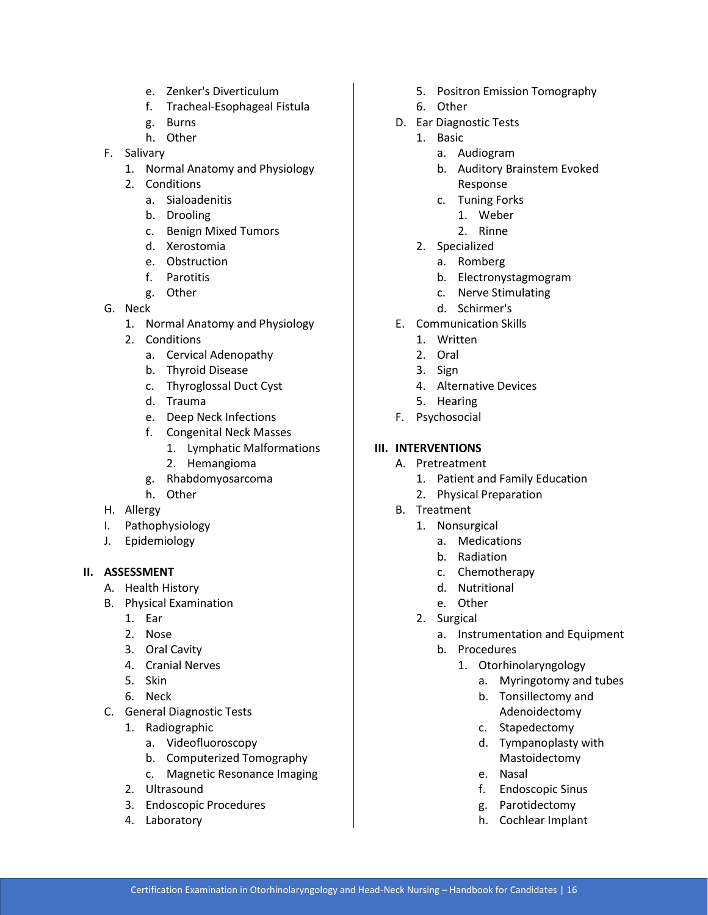- e. Zenker's Diverticulum
  - f. Tracheal-Esophageal Fistula
  - g. Burns
  - h. Other
- F. Salivary
  1. Normal Anatomy and Physiology
  2. Conditions
     - a. Sialoadenitis
     - b. Drooling
     - c. Benign Mixed Tumors
     - d. Xerostomia
     - e. Obstruction
     - f. Parotitis
     - g. Other
- G. Neck
  1. Normal Anatomy and Physiology
  2. Conditions
     - a. Cervical Adenopathy
     - b. Thyroid Disease
     - c. Thyroglossal Duct Cyst
     - d. Trauma
     - e. Deep Neck Infections
     - f. Congenital Neck Masses
       1. Lymphatic Malformations
       2. Hemangioma
     - g. Rhabdomyosarcoma
     - h. Other
- H. Allergy
- I. Pathophysiology
- J. Epidemiology

## II. ASSESSMENT

- A. Health History
- B. Physical Examination
  1. Ear
  2. Nose
  3. Oral Cavity
  4. Cranial Nerves
  5. Skin
  6. Neck
- C. General Diagnostic Tests
  1. Radiographic
     - a. Videofluoroscopy
     - b. Computerized Tomography
     - c. Magnetic Resonance Imaging
  2. Ultrasound
  3. Endoscopic Procedures
  4. Laboratory
  5. Positron Emission Tomography
  6. Other
- D. Ear Diagnostic Tests
  1. Basic
     - a. Audiogram
     - b. Auditory Brainstem Evoked Response
     - c. Tuning Forks
       1. Weber
       2. Rinne
  2. Specialized
     - a. Romberg
     - b. Electronystagmogram
     - c. Nerve Stimulating
     - d. Schirmer's
- E. Communication Skills
  1. Written
  2. Oral
  3. Sign
  4. Alternative Devices
  5. Hearing
- F. Psychosocial

## III. INTERVENTIONS

- A. Pretreatment
  1. Patient and Family Education
  2. Physical Preparation
- B. Treatment
  1. Nonsurgical
     - a. Medications
     - b. Radiation
     - c. Chemotherapy
     - d. Nutritional
     - e. Other
  2. Surgical
     - a. Instrumentation and Equipment
     - b. Procedures
       1. Otorhinolaryngology
          - a. Myringotomy and tubes
          - b. Tonsillectomy and Adenoidectomy
          - c. Stapedectomy
          - d. Tympanoplasty with Mastoidectomy
          - e. Nasal
          - f. Endoscopic Sinus
          - g. Parotidectomy
          - h. Cochlear Implant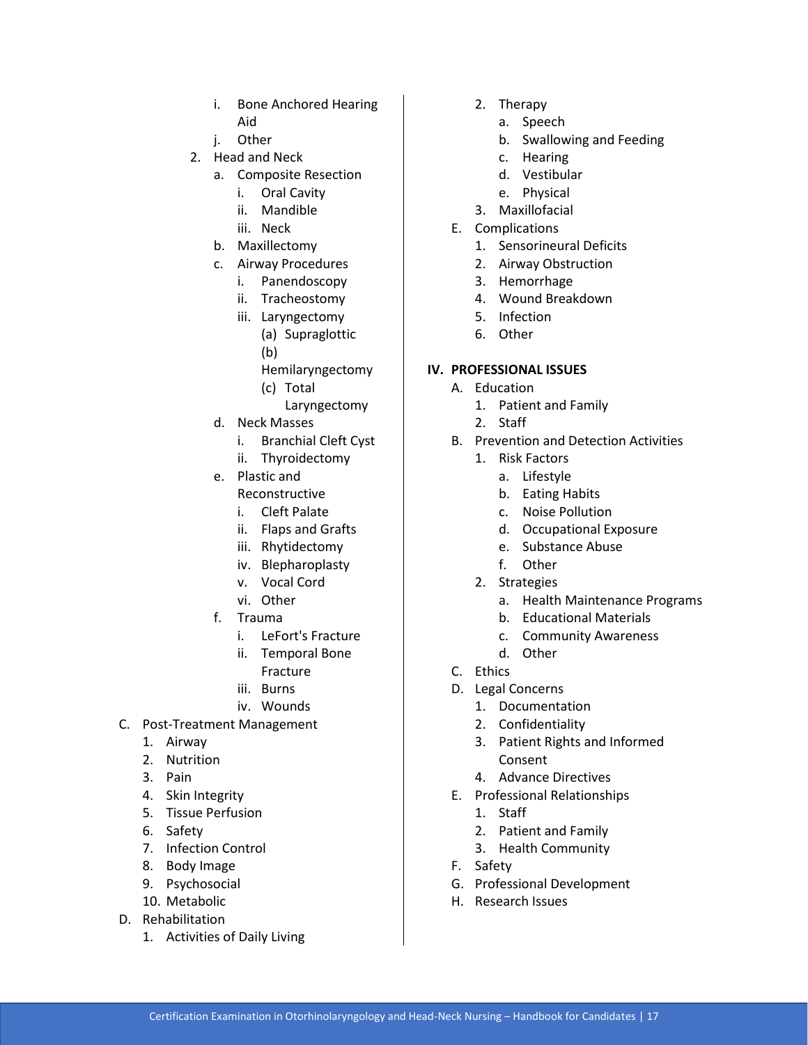- i. Bone Anchored Hearing Aid
- j. Other

2. Head and Neck
    - a. Composite Resection
        - i. Oral Cavity
        - ii. Mandible
        - iii. Neck
    - b. Maxillectomy
    - c. Airway Procedures
        - i. Panendoscopy
        - ii. Tracheostomy
        - iii. Laryngectomy
            - (a) Supraglottic
            - (b) Hemilaryngectomy
            - (c) Total Laryngectomy
    - d. Neck Masses
        - i. Branchial Cleft Cyst
        - ii. Thyroidectomy
    - e. Plastic and Reconstructive
        - i. Cleft Palate
        - ii. Flaps and Grafts
        - iii. Rhytidectomy
        - iv. Blepharoplasty
        - v. Vocal Cord
        - vi. Other
    - f. Trauma
        - i. LeFort's Fracture
        - ii. Temporal Bone Fracture
        - iii. Burns
        - iv. Wounds

C. Post-Treatment Management
1. Airway
2. Nutrition
3. Pain
4. Skin Integrity
5. Tissue Perfusion
6. Safety
7. Infection Control
8. Body Image
9. Psychosocial
10. Metabolic

D. Rehabilitation
1. Activities of Daily Living
2. Therapy
    - a. Speech
    - b. Swallowing and Feeding
    - c. Hearing
    - d. Vestibular
    - e. Physical
3. Maxillofacial

E. Complications
1. Sensorineural Deficits
2. Airway Obstruction
3. Hemorrhage
4. Wound Breakdown
5. Infection
6. Other

**IV. PROFESSIONAL ISSUES**

A. Education
1. Patient and Family
2. Staff

B. Prevention and Detection Activities
1. Risk Factors
    - a. Lifestyle
    - b. Eating Habits
    - c. Noise Pollution
    - d. Occupational Exposure
    - e. Substance Abuse
    - f. Other
2. Strategies
    - a. Health Maintenance Programs
    - b. Educational Materials
    - c. Community Awareness
    - d. Other

C. Ethics

D. Legal Concerns
1. Documentation
2. Confidentiality
3. Patient Rights and Informed Consent
4. Advance Directives

E. Professional Relationships
1. Staff
2. Patient and Family
3. Health Community

F. Safety

G. Professional Development

H. Research Issues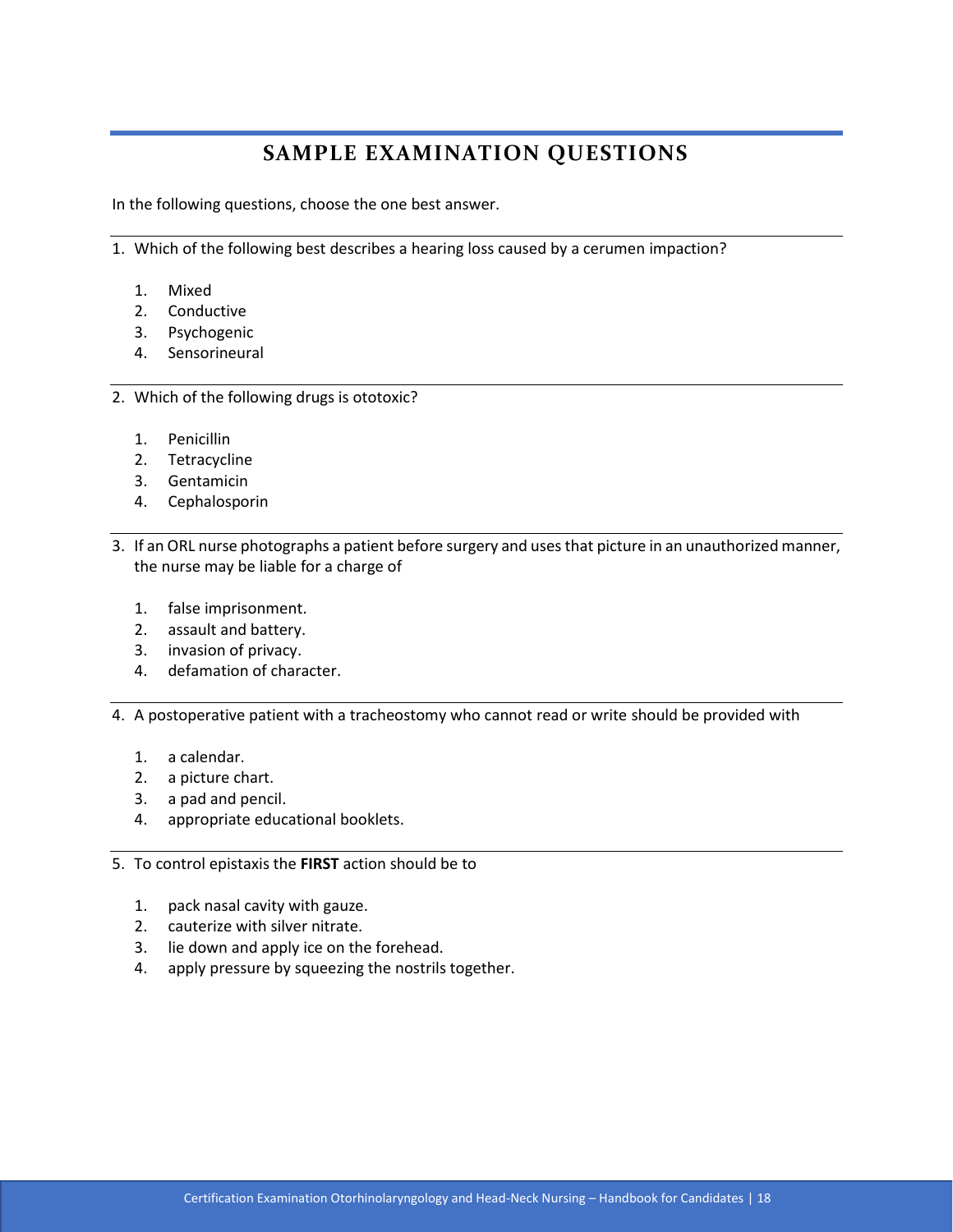## SAMPLE EXAMINATION QUESTIONS

In the following questions, choose the one best answer.

---

1. Which of the following best describes a hearing loss caused by a cerumen impaction?

    1. Mixed
    2. Conductive
    3. Psychogenic
    4. Sensorineural

---

2. Which of the following drugs is ototoxic?

    1. Penicillin
    2. Tetracycline
    3. Gentamicin
    4. Cephalosporin

---

3. If an ORL nurse photographs a patient before surgery and uses that picture in an unauthorized manner, the nurse may be liable for a charge of

    1. false imprisonment.
    2. assault and battery.
    3. invasion of privacy.
    4. defamation of character.

---

4. A postoperative patient with a tracheostomy who cannot read or write should be provided with

    1. a calendar.
    2. a picture chart.
    3. a pad and pencil.
    4. appropriate educational booklets.

---

5. To control epistaxis the **FIRST** action should be to

    1. pack nasal cavity with gauze.
    2. cauterize with silver nitrate.
    3. lie down and apply ice on the forehead.
    4. apply pressure by squeezing the nostrils together.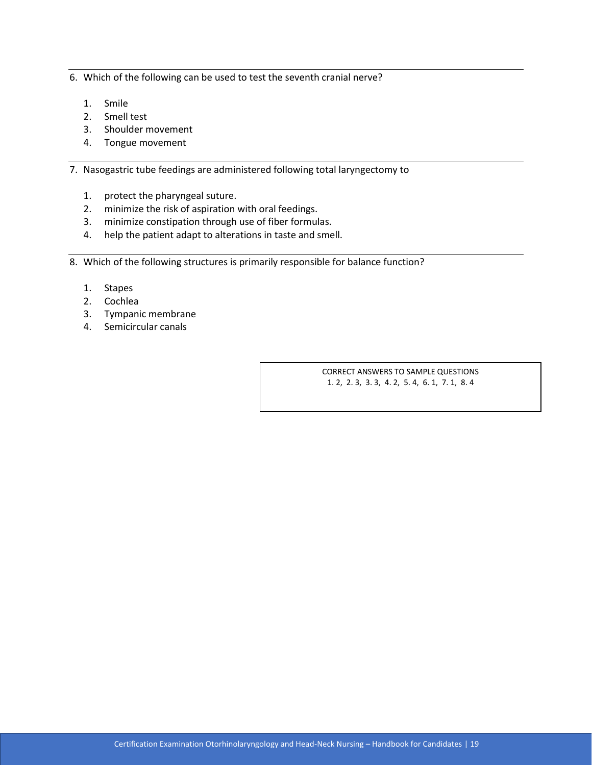6. Which of the following can be used to test the seventh cranial nerve?

    1. Smile
    2. Smell test
    3. Shoulder movement
    4. Tongue movement

---

7. Nasogastric tube feedings are administered following total laryngectomy to

    1. protect the pharyngeal suture.
    2. minimize the risk of aspiration with oral feedings.
    3. minimize constipation through use of fiber formulas.
    4. help the patient adapt to alterations in taste and smell.

---

8. Which of the following structures is primarily responsible for balance function?

    1. Stapes
    2. Cochlea
    3. Tympanic membrane
    4. Semicircular canals

---

CORRECT ANSWERS TO SAMPLE QUESTIONS

1\. 2, 2. 3, 3. 3, 4. 2, 5. 4, 6. 1, 7. 1, 8. 4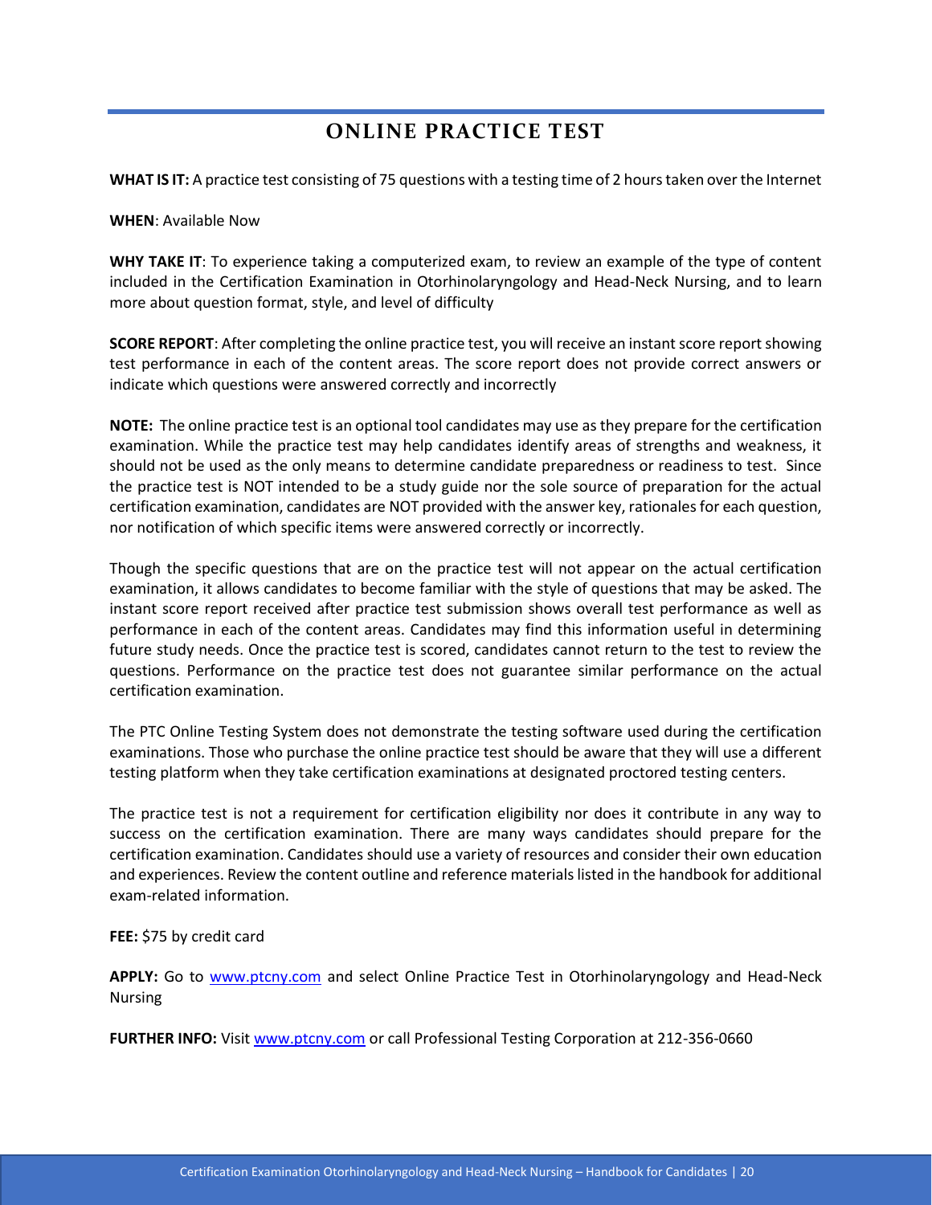# ONLINE PRACTICE TEST

**WHAT IS IT:** A practice test consisting of 75 questions with a testing time of 2 hours taken over the Internet

**WHEN**: Available Now

**WHY TAKE IT**: To experience taking a computerized exam, to review an example of the type of content included in the Certification Examination in Otorhinolaryngology and Head-Neck Nursing, and to learn more about question format, style, and level of difficulty

**SCORE REPORT**: After completing the online practice test, you will receive an instant score report showing test performance in each of the content areas. The score report does not provide correct answers or indicate which questions were answered correctly and incorrectly

**NOTE:** The online practice test is an optional tool candidates may use as they prepare for the certification examination. While the practice test may help candidates identify areas of strengths and weakness, it should not be used as the only means to determine candidate preparedness or readiness to test. Since the practice test is NOT intended to be a study guide nor the sole source of preparation for the actual certification examination, candidates are NOT provided with the answer key, rationales for each question, nor notification of which specific items were answered correctly or incorrectly.

Though the specific questions that are on the practice test will not appear on the actual certification examination, it allows candidates to become familiar with the style of questions that may be asked. The instant score report received after practice test submission shows overall test performance as well as performance in each of the content areas. Candidates may find this information useful in determining future study needs. Once the practice test is scored, candidates cannot return to the test to review the questions. Performance on the practice test does not guarantee similar performance on the actual certification examination.

The PTC Online Testing System does not demonstrate the testing software used during the certification examinations. Those who purchase the online practice test should be aware that they will use a different testing platform when they take certification examinations at designated proctored testing centers.

The practice test is not a requirement for certification eligibility nor does it contribute in any way to success on the certification examination. There are many ways candidates should prepare for the certification examination. Candidates should use a variety of resources and consider their own education and experiences. Review the content outline and reference materials listed in the handbook for additional exam-related information.

**FEE:** $75 by credit card

**APPLY:** Go to [www.ptcny.com](http://www.ptcny.com) and select Online Practice Test in Otorhinolaryngology and Head-Neck Nursing

**FURTHER INFO:** Visit [www.ptcny.com](http://www.ptcny.com) or call Professional Testing Corporation at 212-356-0660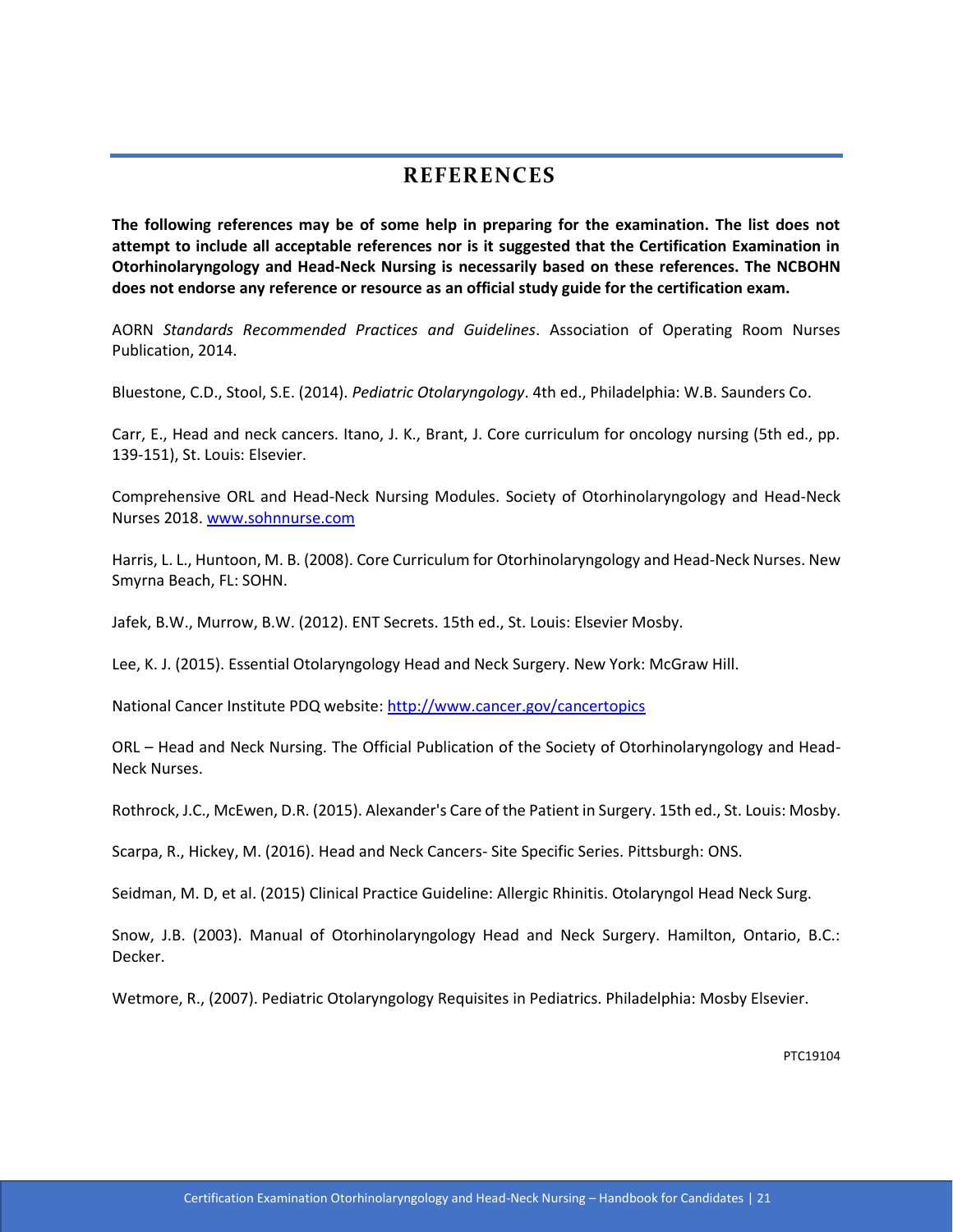# REFERENCES

**The following references may be of some help in preparing for the examination. The list does not attempt to include all acceptable references nor is it suggested that the Certification Examination in Otorhinolaryngology and Head-Neck Nursing is necessarily based on these references. The NCBOHN does not endorse any reference or resource as an official study guide for the certification exam.**

AORN *Standards Recommended Practices and Guidelines*. Association of Operating Room Nurses Publication, 2014.

Bluestone, C.D., Stool, S.E. (2014). *Pediatric Otolaryngology*. 4th ed., Philadelphia: W.B. Saunders Co.

Carr, E., Head and neck cancers. Itano, J. K., Brant, J. Core curriculum for oncology nursing (5th ed., pp. 139-151), St. Louis: Elsevier.

Comprehensive ORL and Head-Neck Nursing Modules. Society of Otorhinolaryngology and Head-Neck Nurses 2018. [www.sohnnurse.com](www.sohnnurse.com)

Harris, L. L., Huntoon, M. B. (2008). Core Curriculum for Otorhinolaryngology and Head-Neck Nurses. New Smyrna Beach, FL: SOHN.

Jafek, B.W., Murrow, B.W. (2012). ENT Secrets. 15th ed., St. Louis: Elsevier Mosby.

Lee, K. J. (2015). Essential Otolaryngology Head and Neck Surgery. New York: McGraw Hill.

National Cancer Institute PDQ website: [http://www.cancer.gov/cancertopics](http://www.cancer.gov/cancertopics)

ORL – Head and Neck Nursing. The Official Publication of the Society of Otorhinolaryngology and Head-Neck Nurses.

Rothrock, J.C., McEwen, D.R. (2015). Alexander's Care of the Patient in Surgery. 15th ed., St. Louis: Mosby.

Scarpa, R., Hickey, M. (2016). Head and Neck Cancers- Site Specific Series. Pittsburgh: ONS.

Seidman, M. D, et al. (2015) Clinical Practice Guideline: Allergic Rhinitis. Otolaryngol Head Neck Surg.

Snow, J.B. (2003). Manual of Otorhinolaryngology Head and Neck Surgery. Hamilton, Ontario, B.C.: Decker.

Wetmore, R., (2007). Pediatric Otolaryngology Requisites in Pediatrics. Philadelphia: Mosby Elsevier.

PTC19104